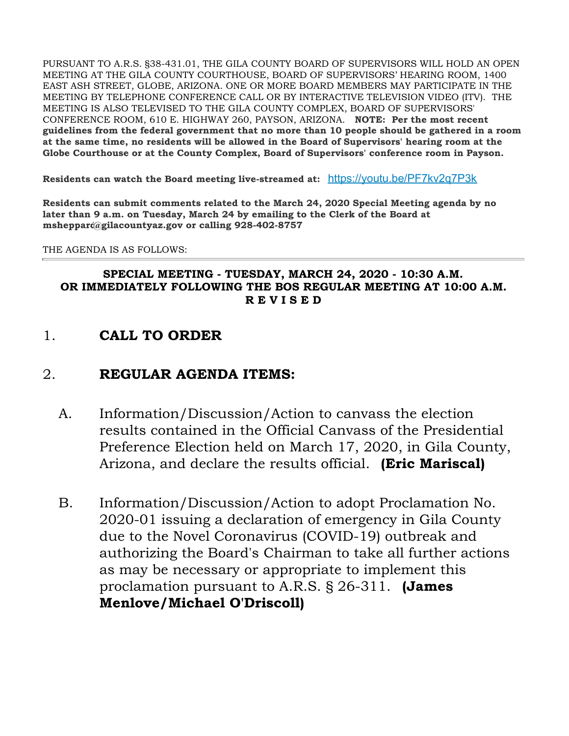PURSUANT TO A.R.S. §38-431.01, THE GILA COUNTY BOARD OF SUPERVISORS WILL HOLD AN OPEN MEETING AT THE GILA COUNTY COURTHOUSE, BOARD OF SUPERVISORS' HEARING ROOM, 1400 EAST ASH STREET, GLOBE, ARIZONA. ONE OR MORE BOARD MEMBERS MAY PARTICIPATE IN THE MEETING BY TELEPHONE CONFERENCE CALL OR BY INTERACTIVE TELEVISION VIDEO (ITV). THE MEETING IS ALSO TELEVISED TO THE GILA COUNTY COMPLEX, BOARD OF SUPERVISORS' CONFERENCE ROOM, 610 E. HIGHWAY 260, PAYSON, ARIZONA. **NOTE: Per the most recent guidelines from the federal government that no more than 10 people should be gathered in a room at the same time, no residents will be allowed in the Board of Supervisors' hearing room at the Globe Courthouse or at the County Complex, Board of Supervisors' conference room in Payson.**

**Residents can watch the Board meeting live-streamed at:** https://youtu.be/PF7kv2q7P3k

**Residents can submit comments related to the March 24, 2020 Special Meeting agenda by no later than 9 a.m. on Tuesday, March 24 by emailing to the Clerk of the Board at msheppard@gilacountyaz.gov or calling 928-402-8757**

THE AGENDA IS AS FOLLOWS:

---

**SPECIAL MEETING - TUESDAY, MARCH 24, 2020 - 10:30 A.M.**
**OR IMMEDIATELY FOLLOWING THE BOS REGULAR MEETING AT 10:00 A.M.**
**R E V I S E D**

## 1. CALL TO ORDER

## 2. REGULAR AGENDA ITEMS:

A. Information/Discussion/Action to canvass the election results contained in the Official Canvass of the Presidential Preference Election held on March 17, 2020, in Gila County, Arizona, and declare the results official. **(Eric Mariscal)**

B. Information/Discussion/Action to adopt Proclamation No. 2020-01 issuing a declaration of emergency in Gila County due to the Novel Coronavirus (COVID-19) outbreak and authorizing the Board's Chairman to take all further actions as may be necessary or appropriate to implement this proclamation pursuant to A.R.S. § 26-311. **(James Menlove/Michael O'Driscoll)**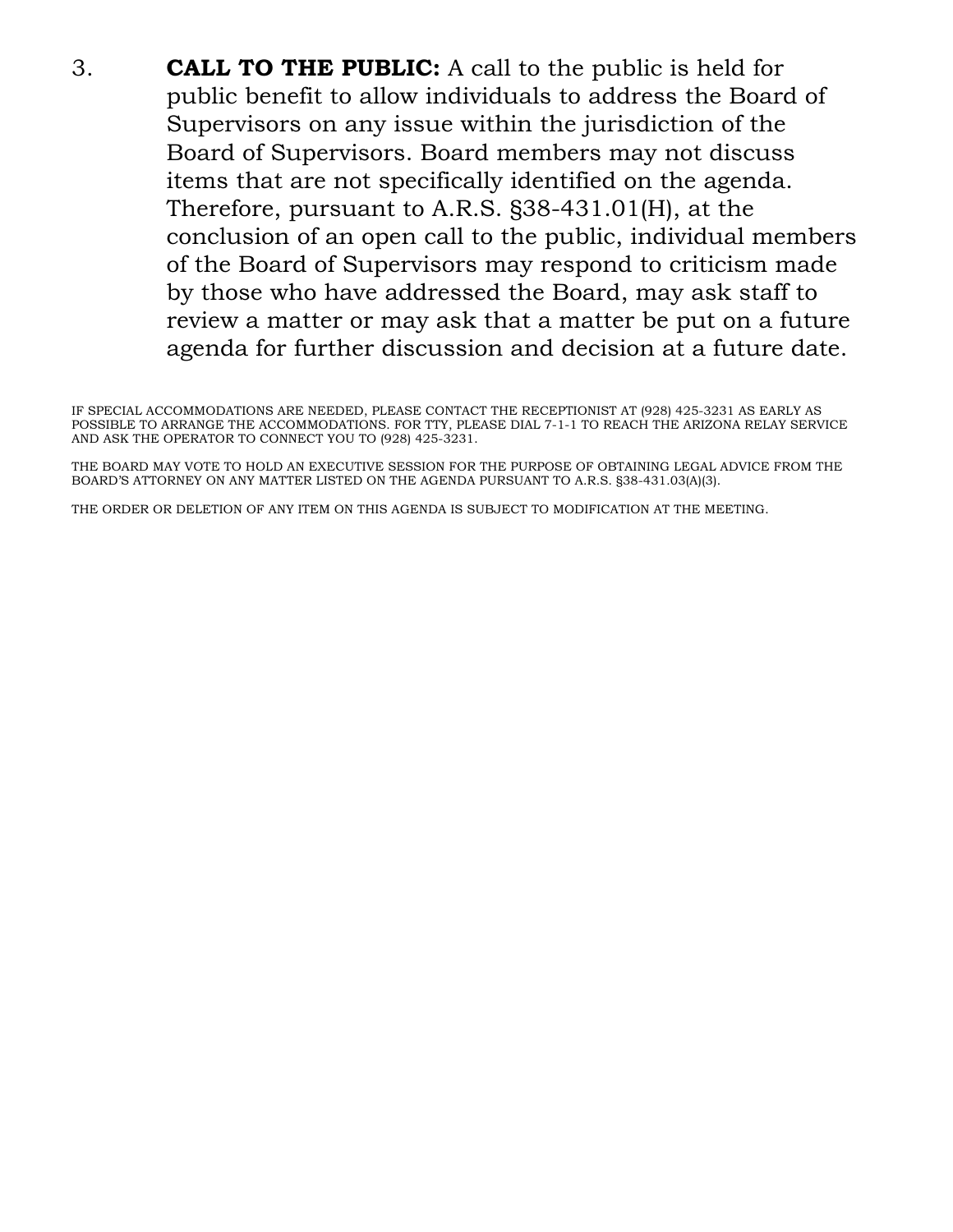3. **CALL TO THE PUBLIC:** A call to the public is held for public benefit to allow individuals to address the Board of Supervisors on any issue within the jurisdiction of the Board of Supervisors. Board members may not discuss items that are not specifically identified on the agenda. Therefore, pursuant to A.R.S. §38-431.01(H), at the conclusion of an open call to the public, individual members of the Board of Supervisors may respond to criticism made by those who have addressed the Board, may ask staff to review a matter or may ask that a matter be put on a future agenda for further discussion and decision at a future date.

IF SPECIAL ACCOMMODATIONS ARE NEEDED, PLEASE CONTACT THE RECEPTIONIST AT (928) 425-3231 AS EARLY AS POSSIBLE TO ARRANGE THE ACCOMMODATIONS. FOR TTY, PLEASE DIAL 7-1-1 TO REACH THE ARIZONA RELAY SERVICE AND ASK THE OPERATOR TO CONNECT YOU TO (928) 425-3231.

THE BOARD MAY VOTE TO HOLD AN EXECUTIVE SESSION FOR THE PURPOSE OF OBTAINING LEGAL ADVICE FROM THE BOARD'S ATTORNEY ON ANY MATTER LISTED ON THE AGENDA PURSUANT TO A.R.S. §38-431.03(A)(3).

THE ORDER OR DELETION OF ANY ITEM ON THIS AGENDA IS SUBJECT TO MODIFICATION AT THE MEETING.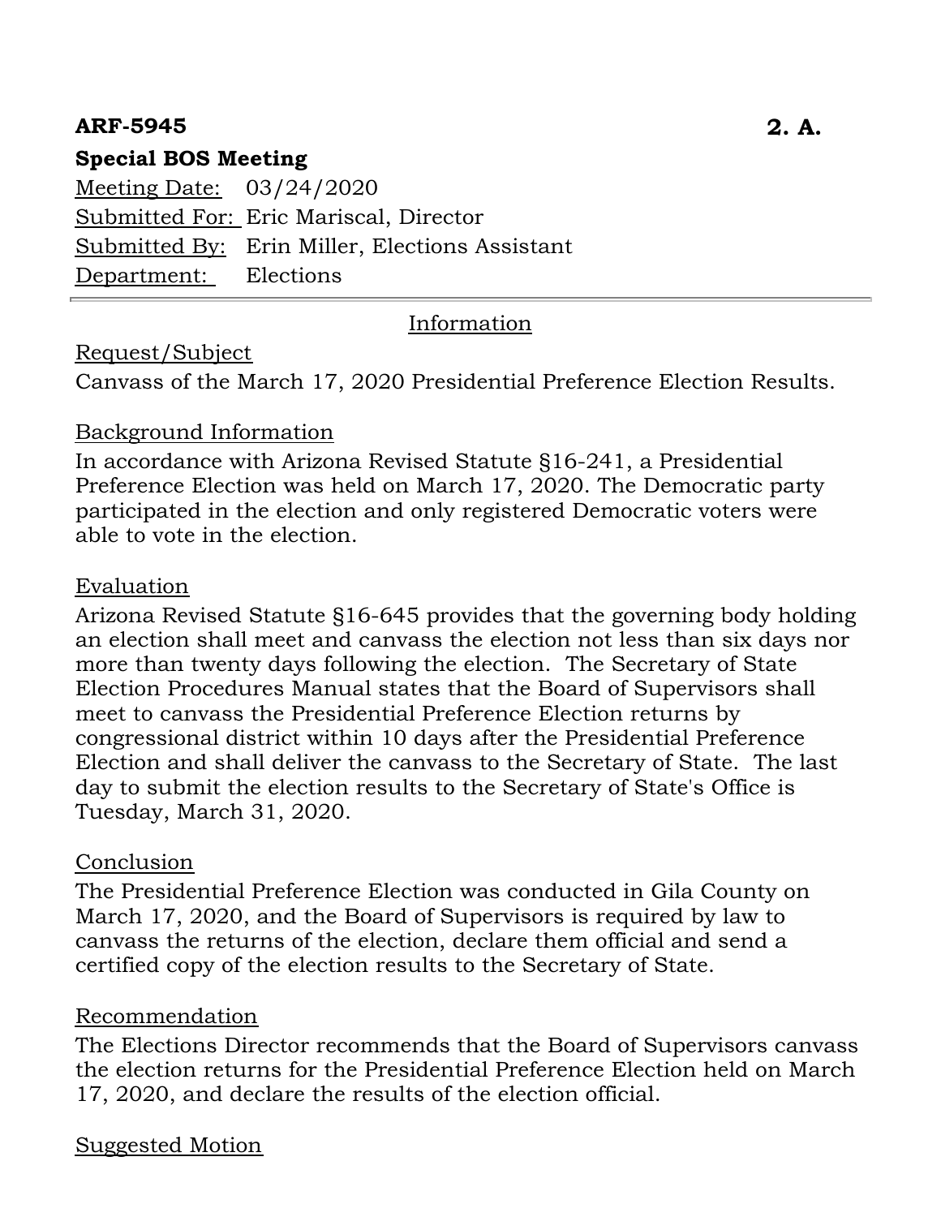**ARF-5945** **2. A.**

**Special BOS Meeting**

Meeting Date: 03/24/2020

Submitted For: Eric Mariscal, Director

Submitted By: Erin Miller, Elections Assistant

Department: Elections

---

## Information

### Request/Subject

Canvass of the March 17, 2020 Presidential Preference Election Results.

### Background Information

In accordance with Arizona Revised Statute §16-241, a Presidential Preference Election was held on March 17, 2020. The Democratic party participated in the election and only registered Democratic voters were able to vote in the election.

### Evaluation

Arizona Revised Statute §16-645 provides that the governing body holding an election shall meet and canvass the election not less than six days nor more than twenty days following the election. The Secretary of State Election Procedures Manual states that the Board of Supervisors shall meet to canvass the Presidential Preference Election returns by congressional district within 10 days after the Presidential Preference Election and shall deliver the canvass to the Secretary of State. The last day to submit the election results to the Secretary of State's Office is Tuesday, March 31, 2020.

### Conclusion

The Presidential Preference Election was conducted in Gila County on March 17, 2020, and the Board of Supervisors is required by law to canvass the returns of the election, declare them official and send a certified copy of the election results to the Secretary of State.

### Recommendation

The Elections Director recommends that the Board of Supervisors canvass the election returns for the Presidential Preference Election held on March 17, 2020, and declare the results of the election official.

### Suggested Motion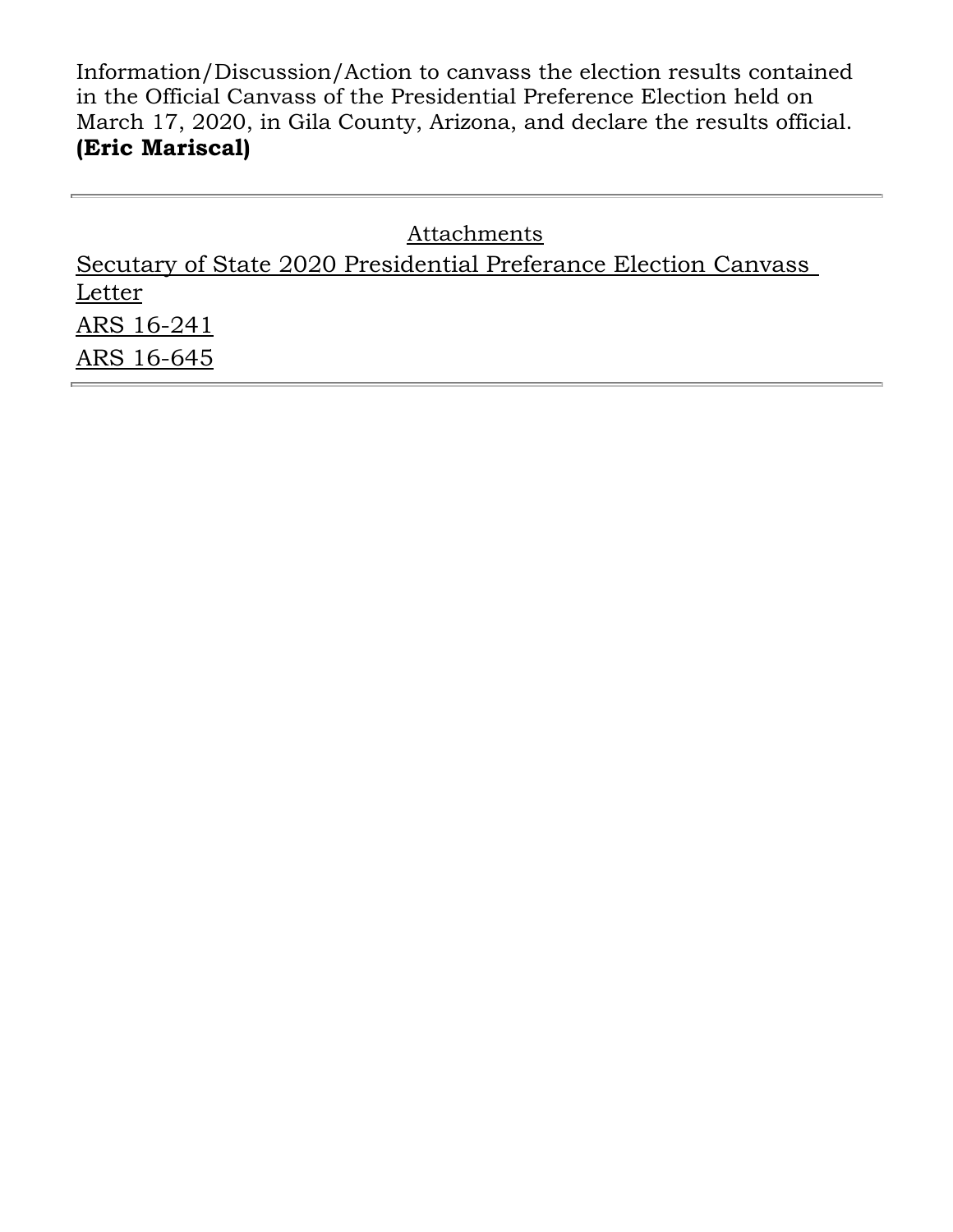Information/Discussion/Action to canvass the election results contained in the Official Canvass of the Presidential Preference Election held on March 17, 2020, in Gila County, Arizona, and declare the results official. **(Eric Mariscal)**

---

Attachments

Secutary of State 2020 Presidential Preferance Election Canvass Letter

ARS 16-241

ARS 16-645

---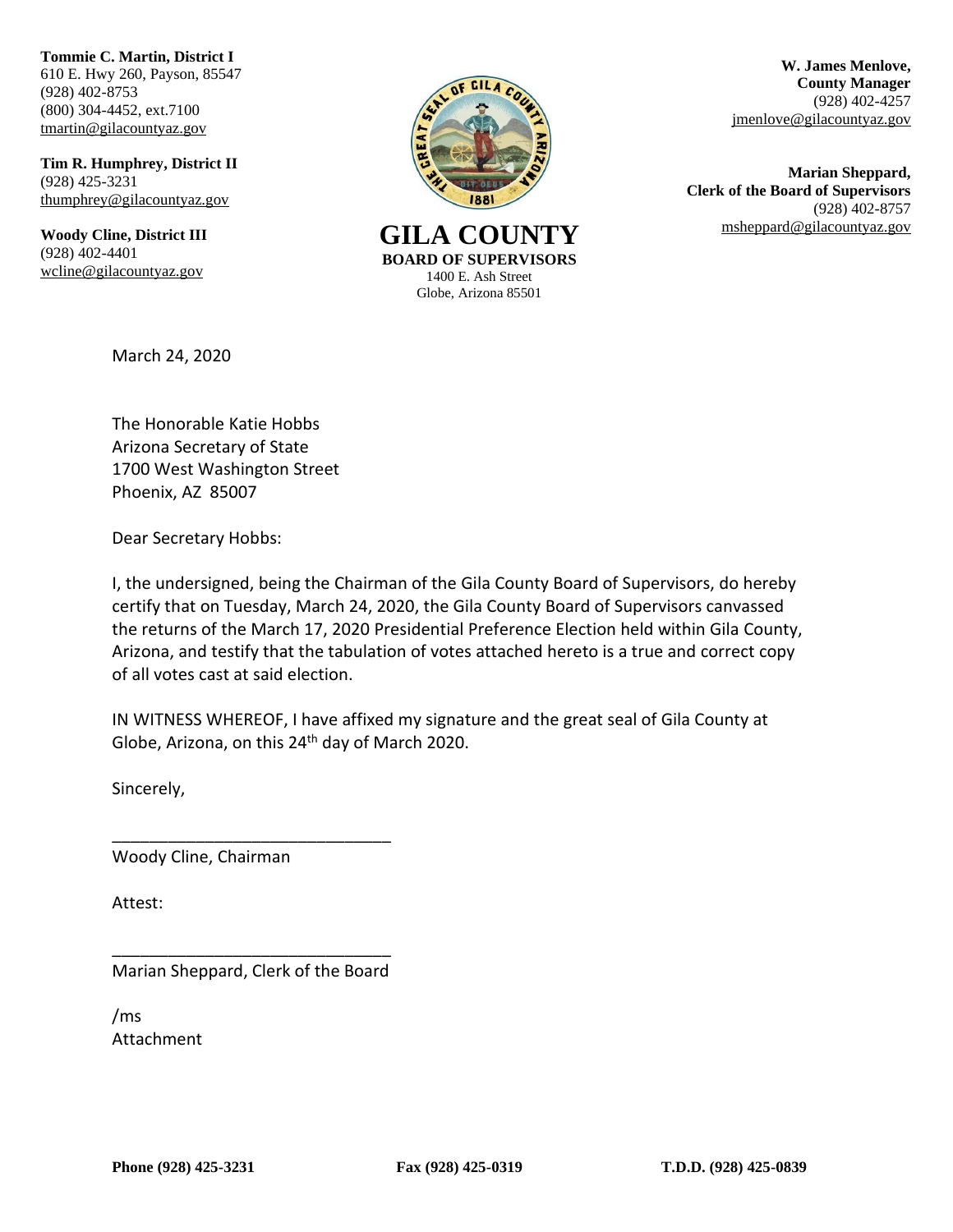**Tommie C. Martin, District I**
610 E. Hwy 260, Payson, 85547
(928) 402-8753
(800) 304-4452, ext.7100
tmartin@gilacountyaz.gov

**Tim R. Humphrey, District II**
(928) 425-3231
thumphrey@gilacountyaz.gov

**Woody Cline, District III**
(928) 402-4401
wcline@gilacountyaz.gov

# GILA COUNTY

**BOARD OF SUPERVISORS**
1400 E. Ash Street
Globe, Arizona 85501

**W. James Menlove,**
**County Manager**
(928) 402-4257
jmenlove@gilacountyaz.gov

**Marian Sheppard,**
**Clerk of the Board of Supervisors**
(928) 402-8757
msheppard@gilacountyaz.gov

March 24, 2020

The Honorable Katie Hobbs
Arizona Secretary of State
1700 West Washington Street
Phoenix, AZ 85007

Dear Secretary Hobbs:

I, the undersigned, being the Chairman of the Gila County Board of Supervisors, do hereby certify that on Tuesday, March 24, 2020, the Gila County Board of Supervisors canvassed the returns of the March 17, 2020 Presidential Preference Election held within Gila County, Arizona, and testify that the tabulation of votes attached hereto is a true and correct copy of all votes cast at said election.

IN WITNESS WHEREOF, I have affixed my signature and the great seal of Gila County at Globe, Arizona, on this 24th day of March 2020.

Sincerely,

\_\_\_\_\_\_\_\_\_\_\_\_\_\_\_\_\_\_\_\_\_\_\_\_\_\_\_\_\_\_
Woody Cline, Chairman

Attest:

\_\_\_\_\_\_\_\_\_\_\_\_\_\_\_\_\_\_\_\_\_\_\_\_\_\_\_\_\_\_
Marian Sheppard, Clerk of the Board

/ms
Attachment

**Phone (928) 425-3231** **Fax (928) 425-0319** **T.D.D. (928) 425-0839**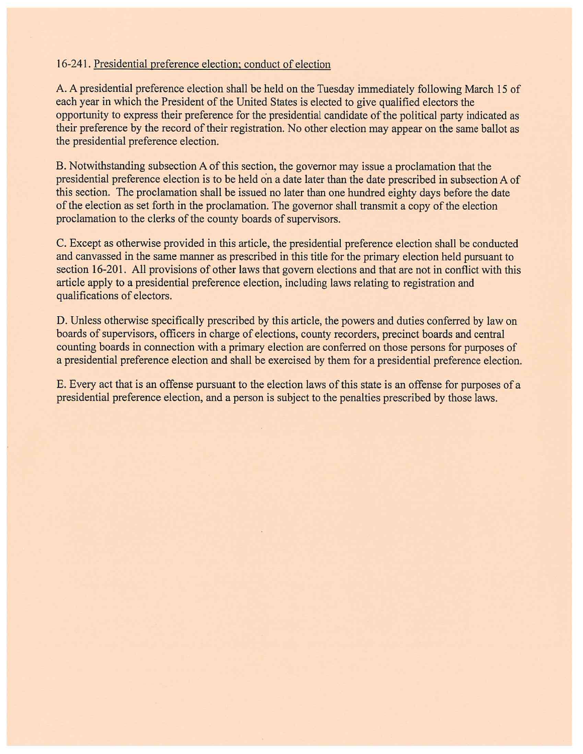16-241. Presidential preference election; conduct of election

A. A presidential preference election shall be held on the Tuesday immediately following March 15 of each year in which the President of the United States is elected to give qualified electors the opportunity to express their preference for the presidential candidate of the political party indicated as their preference by the record of their registration. No other election may appear on the same ballot as the presidential preference election.

B. Notwithstanding subsection A of this section, the governor may issue a proclamation that the presidential preference election is to be held on a date later than the date prescribed in subsection A of this section. The proclamation shall be issued no later than one hundred eighty days before the date of the election as set forth in the proclamation. The governor shall transmit a copy of the election proclamation to the clerks of the county boards of supervisors.

C. Except as otherwise provided in this article, the presidential preference election shall be conducted and canvassed in the same manner as prescribed in this title for the primary election held pursuant to section 16-201. All provisions of other laws that govern elections and that are not in conflict with this article apply to a presidential preference election, including laws relating to registration and qualifications of electors.

D. Unless otherwise specifically prescribed by this article, the powers and duties conferred by law on boards of supervisors, officers in charge of elections, county recorders, precinct boards and central counting boards in connection with a primary election are conferred on those persons for purposes of a presidential preference election and shall be exercised by them for a presidential preference election.

E. Every act that is an offense pursuant to the election laws of this state is an offense for purposes of a presidential preference election, and a person is subject to the penalties prescribed by those laws.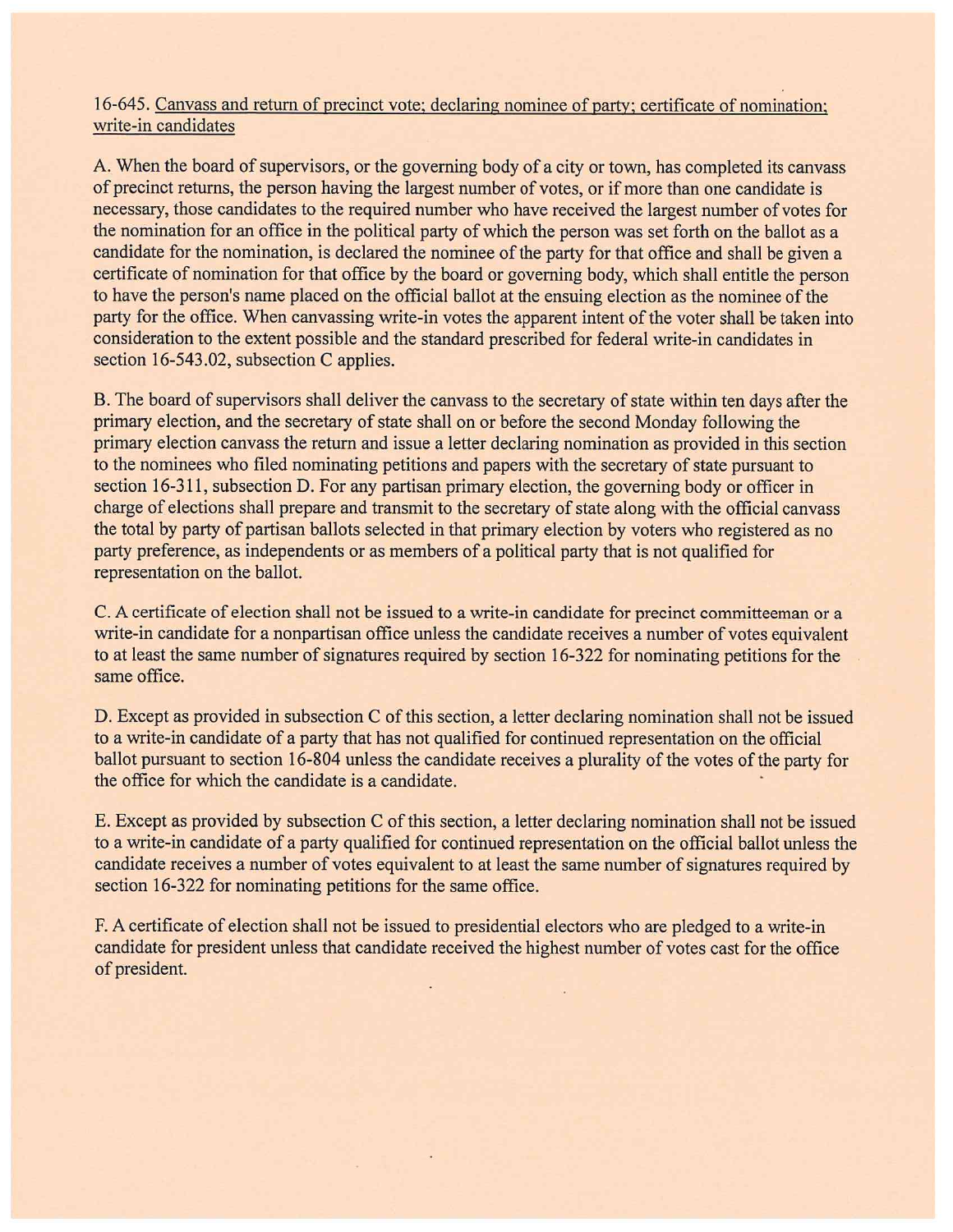16-645. Canvass and return of precinct vote; declaring nominee of party; certificate of nomination; write-in candidates

A. When the board of supervisors, or the governing body of a city or town, has completed its canvass of precinct returns, the person having the largest number of votes, or if more than one candidate is necessary, those candidates to the required number who have received the largest number of votes for the nomination for an office in the political party of which the person was set forth on the ballot as a candidate for the nomination, is declared the nominee of the party for that office and shall be given a certificate of nomination for that office by the board or governing body, which shall entitle the person to have the person's name placed on the official ballot at the ensuing election as the nominee of the party for the office. When canvassing write-in votes the apparent intent of the voter shall be taken into consideration to the extent possible and the standard prescribed for federal write-in candidates in section 16-543.02, subsection C applies.

B. The board of supervisors shall deliver the canvass to the secretary of state within ten days after the primary election, and the secretary of state shall on or before the second Monday following the primary election canvass the return and issue a letter declaring nomination as provided in this section to the nominees who filed nominating petitions and papers with the secretary of state pursuant to section 16-311, subsection D. For any partisan primary election, the governing body or officer in charge of elections shall prepare and transmit to the secretary of state along with the official canvass the total by party of partisan ballots selected in that primary election by voters who registered as no party preference, as independents or as members of a political party that is not qualified for representation on the ballot.

C. A certificate of election shall not be issued to a write-in candidate for precinct committeeman or a write-in candidate for a nonpartisan office unless the candidate receives a number of votes equivalent to at least the same number of signatures required by section 16-322 for nominating petitions for the same office.

D. Except as provided in subsection C of this section, a letter declaring nomination shall not be issued to a write-in candidate of a party that has not qualified for continued representation on the official ballot pursuant to section 16-804 unless the candidate receives a plurality of the votes of the party for the office for which the candidate is a candidate.

E. Except as provided by subsection C of this section, a letter declaring nomination shall not be issued to a write-in candidate of a party qualified for continued representation on the official ballot unless the candidate receives a number of votes equivalent to at least the same number of signatures required by section 16-322 for nominating petitions for the same office.

F. A certificate of election shall not be issued to presidential electors who are pledged to a write-in candidate for president unless that candidate received the highest number of votes cast for the office of president.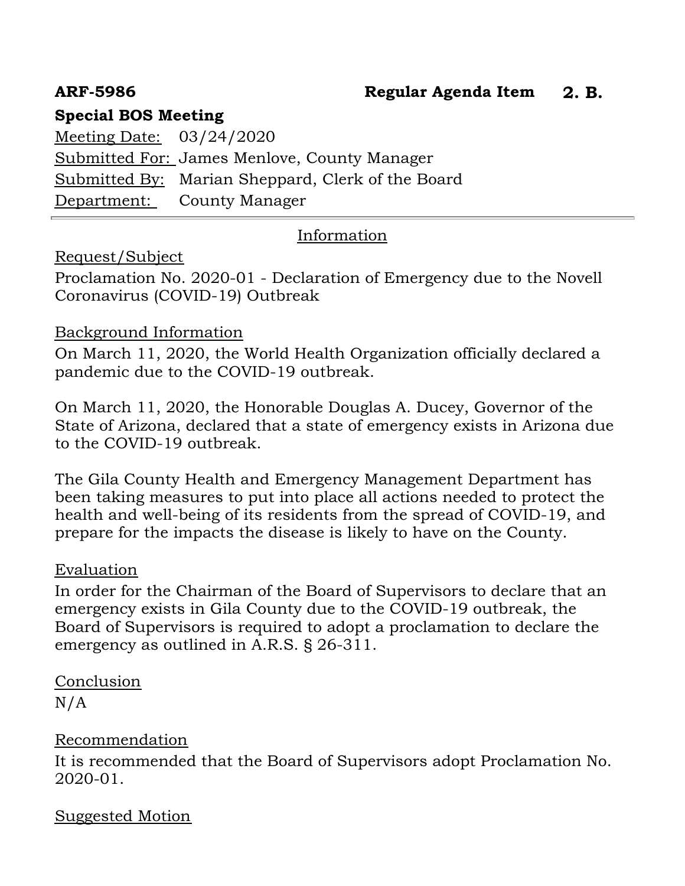**ARF-5986** **Regular Agenda Item 2. B.**

**Special BOS Meeting**

Meeting Date: 03/24/2020
Submitted For: James Menlove, County Manager
Submitted By: Marian Sheppard, Clerk of the Board
Department: County Manager

---

## Information

### Request/Subject

Proclamation No. 2020-01 - Declaration of Emergency due to the Novell Coronavirus (COVID-19) Outbreak

### Background Information

On March 11, 2020, the World Health Organization officially declared a pandemic due to the COVID-19 outbreak.

On March 11, 2020, the Honorable Douglas A. Ducey, Governor of the State of Arizona, declared that a state of emergency exists in Arizona due to the COVID-19 outbreak.

The Gila County Health and Emergency Management Department has been taking measures to put into place all actions needed to protect the health and well-being of its residents from the spread of COVID-19, and prepare for the impacts the disease is likely to have on the County.

### Evaluation

In order for the Chairman of the Board of Supervisors to declare that an emergency exists in Gila County due to the COVID-19 outbreak, the Board of Supervisors is required to adopt a proclamation to declare the emergency as outlined in A.R.S. § 26-311.

### Conclusion

N/A

### Recommendation

It is recommended that the Board of Supervisors adopt Proclamation No. 2020-01.

### Suggested Motion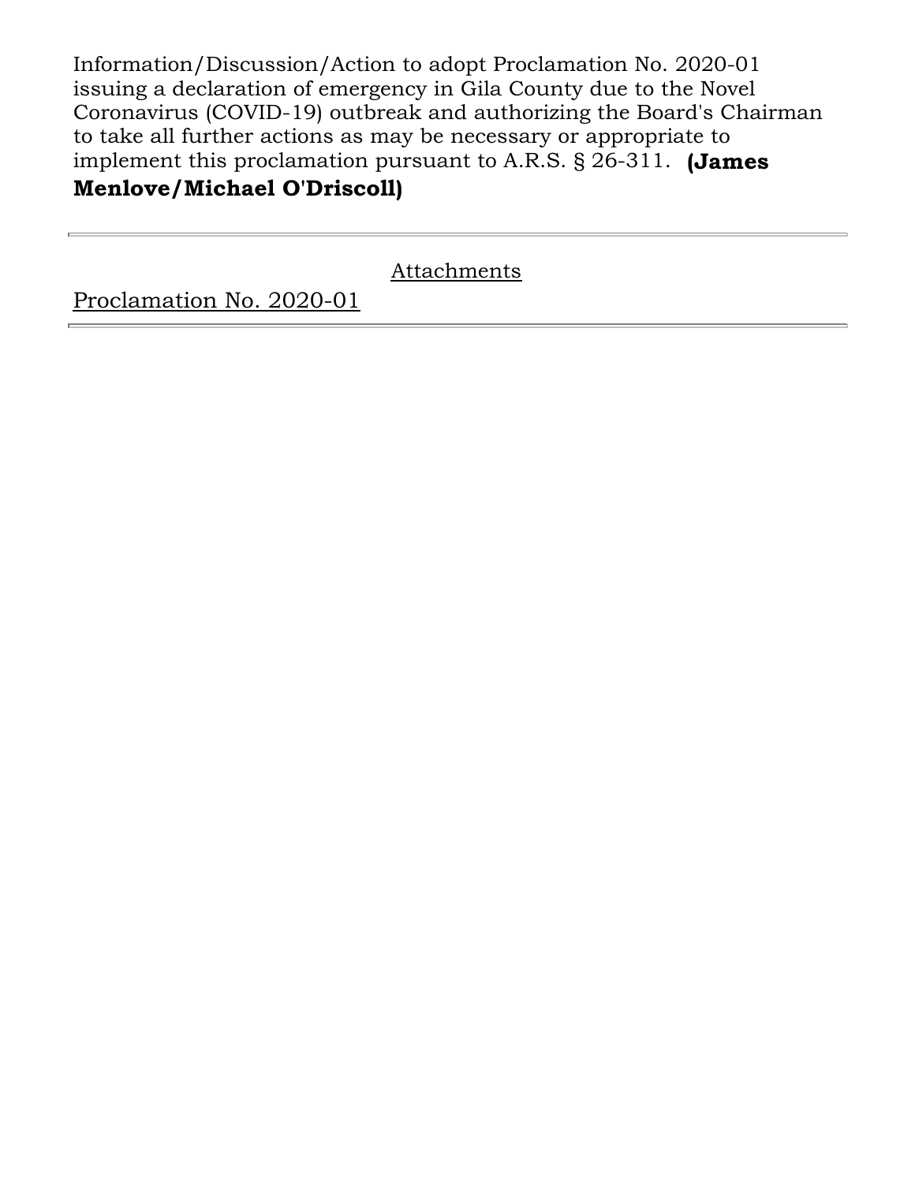Information/Discussion/Action to adopt Proclamation No. 2020-01 issuing a declaration of emergency in Gila County due to the Novel Coronavirus (COVID-19) outbreak and authorizing the Board's Chairman to take all further actions as may be necessary or appropriate to implement this proclamation pursuant to A.R.S. § 26-311. **(James Menlove/Michael O'Driscoll)**

---

Attachments

Proclamation No. 2020-01

---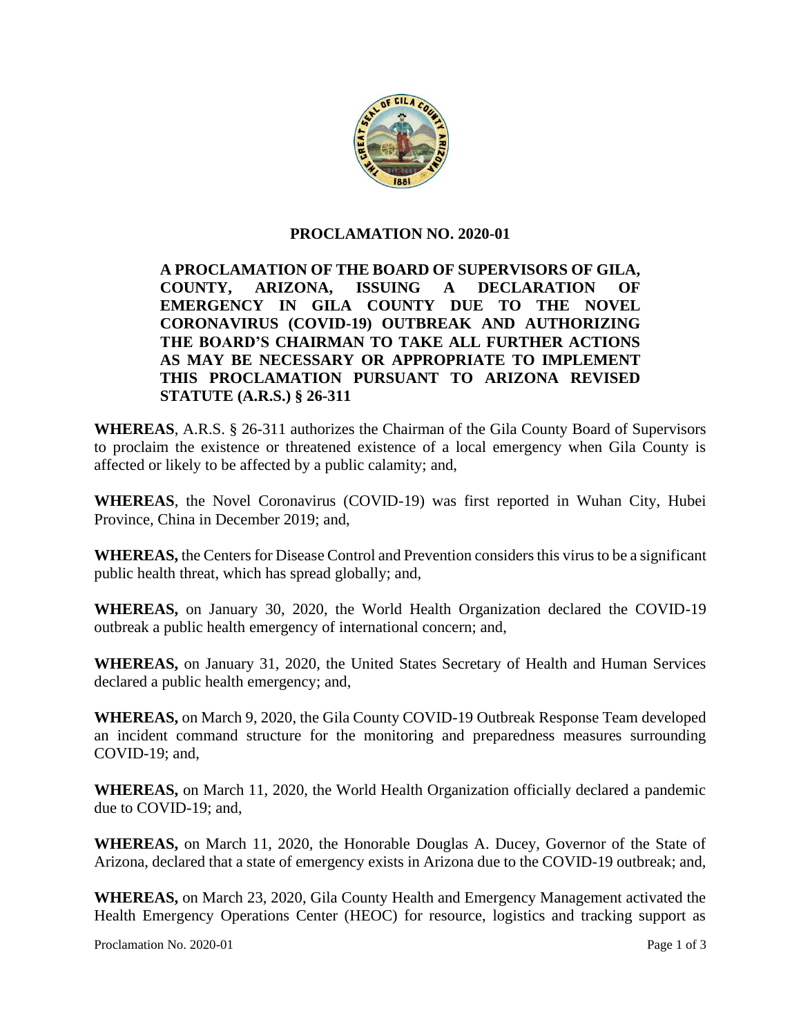**PROCLAMATION NO. 2020-01**

**A PROCLAMATION OF THE BOARD OF SUPERVISORS OF GILA, COUNTY, ARIZONA, ISSUING A DECLARATION OF EMERGENCY IN GILA COUNTY DUE TO THE NOVEL CORONAVIRUS (COVID-19) OUTBREAK AND AUTHORIZING THE BOARD'S CHAIRMAN TO TAKE ALL FURTHER ACTIONS AS MAY BE NECESSARY OR APPROPRIATE TO IMPLEMENT THIS PROCLAMATION PURSUANT TO ARIZONA REVISED STATUTE (A.R.S.) § 26-311**

**WHEREAS**, A.R.S. § 26-311 authorizes the Chairman of the Gila County Board of Supervisors to proclaim the existence or threatened existence of a local emergency when Gila County is affected or likely to be affected by a public calamity; and,

**WHEREAS**, the Novel Coronavirus (COVID-19) was first reported in Wuhan City, Hubei Province, China in December 2019; and,

**WHEREAS,** the Centers for Disease Control and Prevention considers this virus to be a significant public health threat, which has spread globally; and,

**WHEREAS,** on January 30, 2020, the World Health Organization declared the COVID-19 outbreak a public health emergency of international concern; and,

**WHEREAS,** on January 31, 2020, the United States Secretary of Health and Human Services declared a public health emergency; and,

**WHEREAS,** on March 9, 2020, the Gila County COVID-19 Outbreak Response Team developed an incident command structure for the monitoring and preparedness measures surrounding COVID-19; and,

**WHEREAS,** on March 11, 2020, the World Health Organization officially declared a pandemic due to COVID-19; and,

**WHEREAS,** on March 11, 2020, the Honorable Douglas A. Ducey, Governor of the State of Arizona, declared that a state of emergency exists in Arizona due to the COVID-19 outbreak; and,

**WHEREAS,** on March 23, 2020, Gila County Health and Emergency Management activated the Health Emergency Operations Center (HEOC) for resource, logistics and tracking support as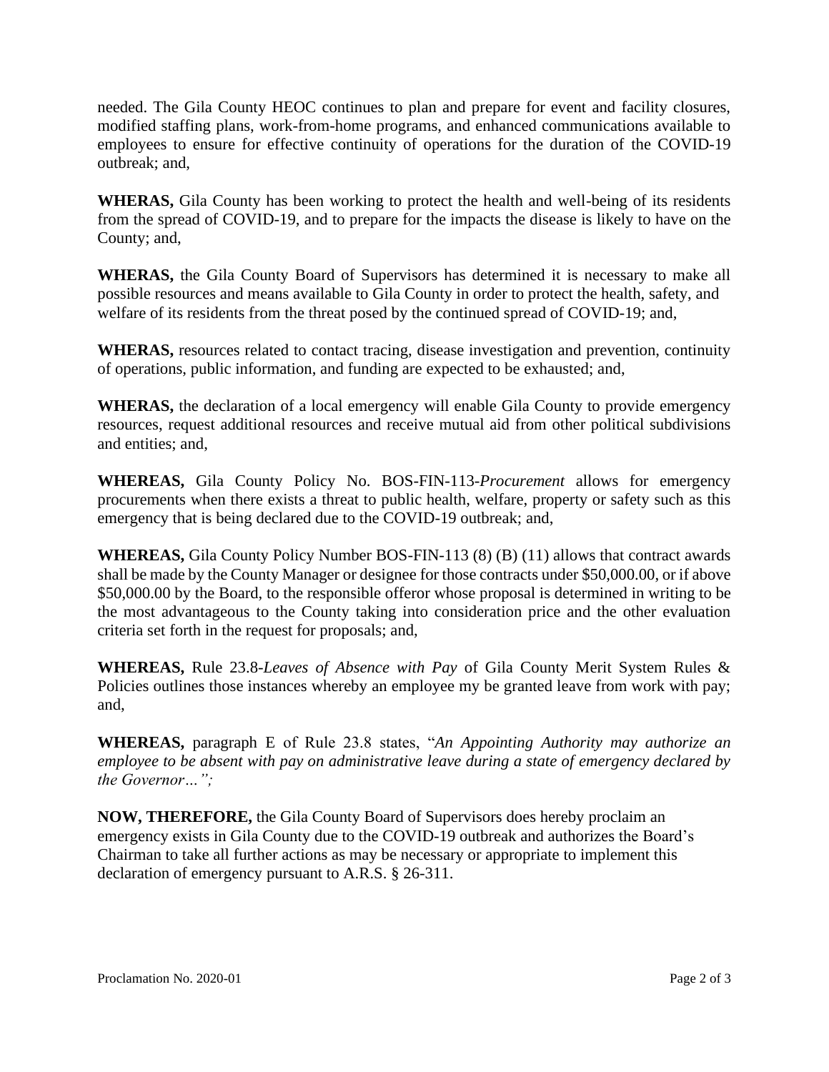needed. The Gila County HEOC continues to plan and prepare for event and facility closures, modified staffing plans, work-from-home programs, and enhanced communications available to employees to ensure for effective continuity of operations for the duration of the COVID-19 outbreak; and,

**WHERAS,** Gila County has been working to protect the health and well-being of its residents from the spread of COVID-19, and to prepare for the impacts the disease is likely to have on the County; and,

**WHERAS,** the Gila County Board of Supervisors has determined it is necessary to make all possible resources and means available to Gila County in order to protect the health, safety, and welfare of its residents from the threat posed by the continued spread of COVID-19; and,

**WHERAS,** resources related to contact tracing, disease investigation and prevention, continuity of operations, public information, and funding are expected to be exhausted; and,

**WHERAS,** the declaration of a local emergency will enable Gila County to provide emergency resources, request additional resources and receive mutual aid from other political subdivisions and entities; and,

**WHEREAS,** Gila County Policy No. BOS-FIN-113-*Procurement* allows for emergency procurements when there exists a threat to public health, welfare, property or safety such as this emergency that is being declared due to the COVID-19 outbreak; and,

**WHEREAS,** Gila County Policy Number BOS-FIN-113 (8) (B) (11) allows that contract awards shall be made by the County Manager or designee for those contracts under $50,000.00, or if above $50,000.00 by the Board, to the responsible offeror whose proposal is determined in writing to be the most advantageous to the County taking into consideration price and the other evaluation criteria set forth in the request for proposals; and,

**WHEREAS,** Rule 23.8-*Leaves of Absence with Pay* of Gila County Merit System Rules & Policies outlines those instances whereby an employee my be granted leave from work with pay; and,

**WHEREAS,** paragraph E of Rule 23.8 states, "*An Appointing Authority may authorize an employee to be absent with pay on administrative leave during a state of emergency declared by the Governor…";*

**NOW, THEREFORE,** the Gila County Board of Supervisors does hereby proclaim an emergency exists in Gila County due to the COVID-19 outbreak and authorizes the Board's Chairman to take all further actions as may be necessary or appropriate to implement this declaration of emergency pursuant to A.R.S. § 26-311.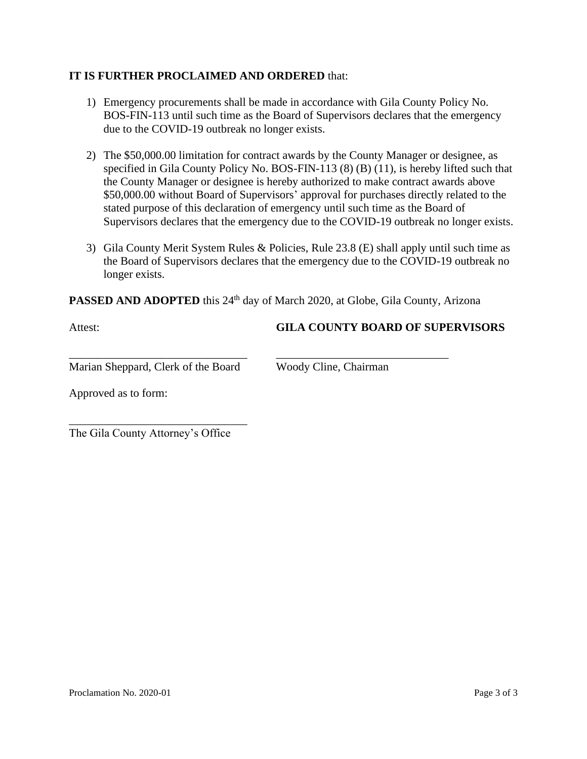**IT IS FURTHER PROCLAIMED AND ORDERED** that:

1) Emergency procurements shall be made in accordance with Gila County Policy No. BOS-FIN-113 until such time as the Board of Supervisors declares that the emergency due to the COVID-19 outbreak no longer exists.

2) The $50,000.00 limitation for contract awards by the County Manager or designee, as specified in Gila County Policy No. BOS-FIN-113 (8) (B) (11), is hereby lifted such that the County Manager or designee is hereby authorized to make contract awards above $50,000.00 without Board of Supervisors' approval for purchases directly related to the stated purpose of this declaration of emergency until such time as the Board of Supervisors declares that the emergency due to the COVID-19 outbreak no longer exists.

3) Gila County Merit System Rules & Policies, Rule 23.8 (E) shall apply until such time as the Board of Supervisors declares that the emergency due to the COVID-19 outbreak no longer exists.

**PASSED AND ADOPTED** this 24th day of March 2020, at Globe, Gila County, Arizona

Attest: **GILA COUNTY BOARD OF SUPERVISORS**

______________________________ ______________________________

Marian Sheppard, Clerk of the Board Woody Cline, Chairman

Approved as to form:

______________________________

The Gila County Attorney's Office

Proclamation No. 2020-01